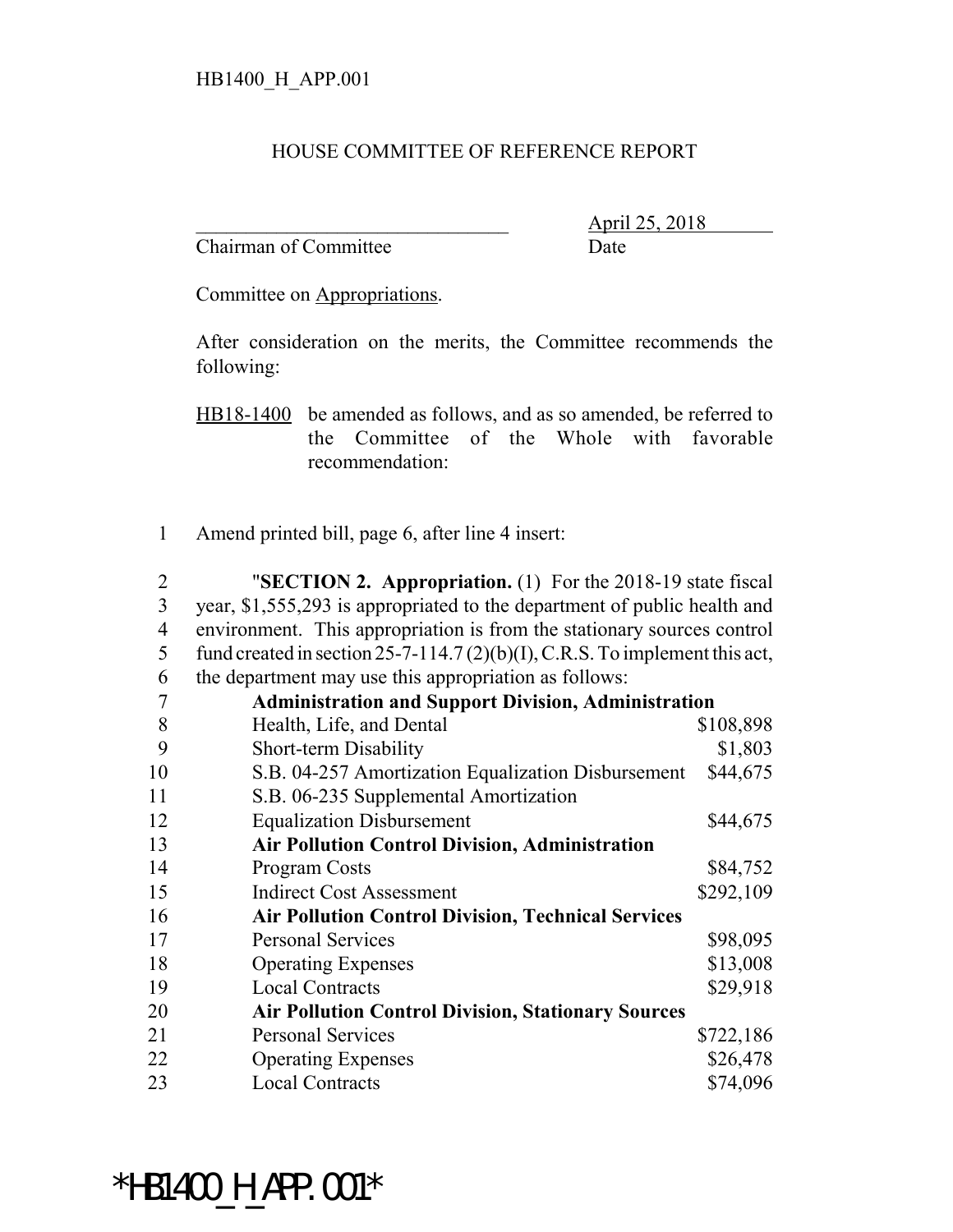HB1400_H_APP.001

HOUSE COMMITTEE OF REFERENCE REPORT

________________________________ April 25, 2018
Chairman of Committee Date

Committee on Appropriations.

After consideration on the merits, the Committee recommends the following:

HB18-1400 be amended as follows, and as so amended, be referred to the Committee of the Whole with favorable recommendation:

1 Amend printed bill, page 6, after line 4 insert:

2 "**SECTION 2. Appropriation.** (1) For the 2018-19 state fiscal
3 year, $1,555,293 is appropriated to the department of public health and
4 environment. This appropriation is from the stationary sources control
5 fund created in section 25-7-114.7 (2)(b)(I), C.R.S. To implement this act,
6 the department may use this appropriation as follows:

| Line | Item | Amount |
|---|---|---|
| 7 | **Administration and Support Division, Administration** | |
| 8 | Health, Life, and Dental | $108,898 |
| 9 | Short-term Disability | $1,803 |
| 10 | S.B. 04-257 Amortization Equalization Disbursement | $44,675 |
| 11 | S.B. 06-235 Supplemental Amortization | |
| 12 | Equalization Disbursement | $44,675 |
| 13 | **Air Pollution Control Division, Administration** | |
| 14 | Program Costs | $84,752 |
| 15 | Indirect Cost Assessment | $292,109 |
| 16 | **Air Pollution Control Division, Technical Services** | |
| 17 | Personal Services | $98,095 |
| 18 | Operating Expenses | $13,008 |
| 19 | Local Contracts | $29,918 |
| 20 | **Air Pollution Control Division, Stationary Sources** | |
| 21 | Personal Services | $722,186 |
| 22 | Operating Expenses | $26,478 |
| 23 | Local Contracts | $74,096 |

*HB1400_H_APP.001*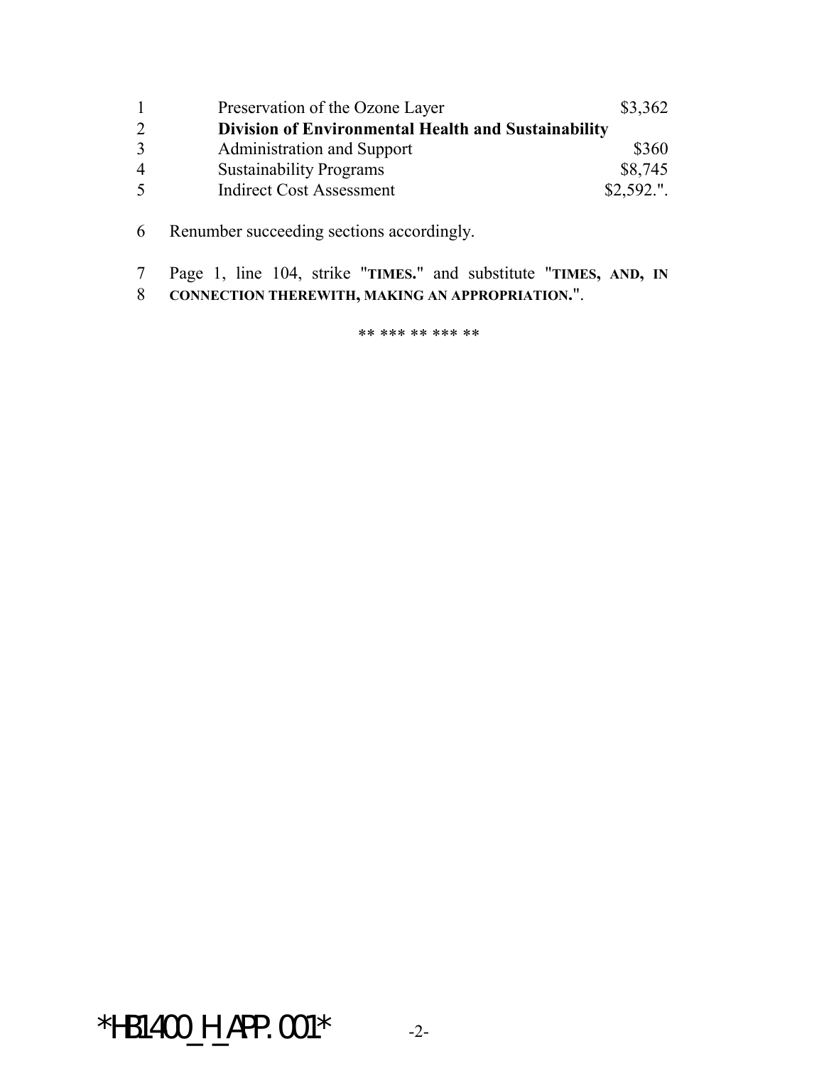| | | |
|---|---|---|
| 1 | Preservation of the Ozone Layer | $3,362 |
| 2 | **Division of Environmental Health and Sustainability** | |
| 3 | Administration and Support | $360 |
| 4 | Sustainability Programs | $8,745 |
| 5 | Indirect Cost Assessment | $2,592.". |

6 Renumber succeeding sections accordingly.

7 Page 1, line 104, strike "**TIMES.**" and substitute "**TIMES, AND, IN**
8 **CONNECTION THEREWITH, MAKING AN APPROPRIATION.**".

** *** ** *** **

*HB1400_H_APP.001*